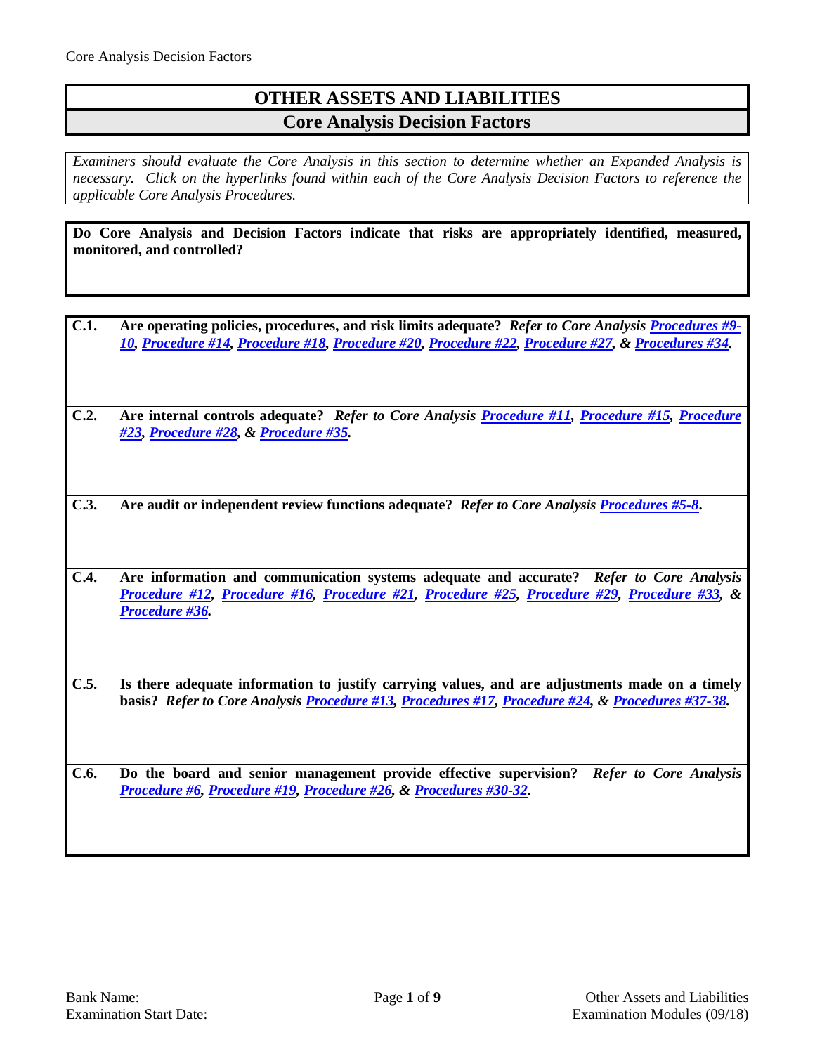# OTHER ASSETS AND LIABILITIES

## Core Analysis Decision Factors

*Examiners should evaluate the Core Analysis in this section to determine whether an Expanded Analysis is necessary. Click on the hyperlinks found within each of the Core Analysis Decision Factors to reference the applicable Core Analysis Procedures.*

**Do Core Analysis and Decision Factors indicate that risks are appropriately identified, measured, monitored, and controlled?**

**C.1.** **Are operating policies, procedures, and risk limits adequate?** ***Refer to Core Analysis Procedures #9-10, Procedure #14, Procedure #18, Procedure #20, Procedure #22, Procedure #27, & Procedures #34.***

**C.2.** **Are internal controls adequate?** ***Refer to Core Analysis Procedure #11, Procedure #15, Procedure #23, Procedure #28, & Procedure #35.***

**C.3.** **Are audit or independent review functions adequate?** ***Refer to Core Analysis Procedures #5-8.***

**C.4.** **Are information and communication systems adequate and accurate?** ***Refer to Core Analysis Procedure #12, Procedure #16, Procedure #21, Procedure #25, Procedure #29, Procedure #33, & Procedure #36.***

**C.5.** **Is there adequate information to justify carrying values, and are adjustments made on a timely basis?** ***Refer to Core Analysis Procedure #13, Procedures #17, Procedure #24, & Procedures #37-38.***

**C.6.** **Do the board and senior management provide effective supervision?** ***Refer to Core Analysis Procedure #6, Procedure #19, Procedure #26, & Procedures #30-32.***

Bank Name:

Examination Start Date: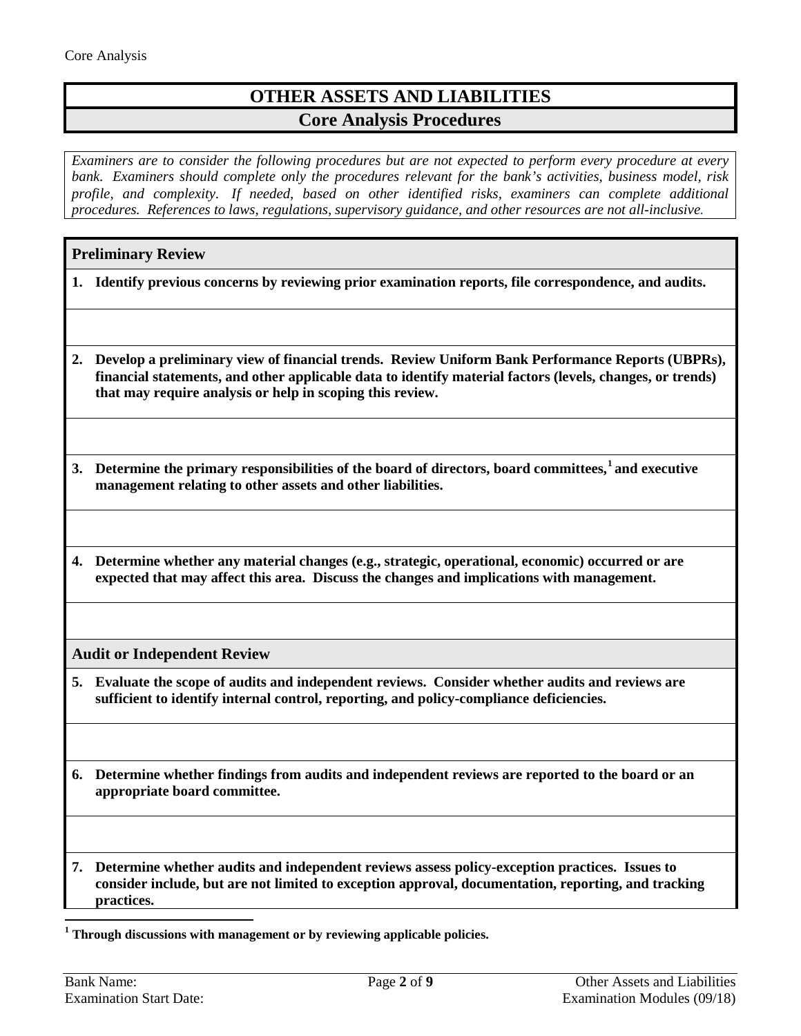# OTHER ASSETS AND LIABILITIES

## Core Analysis Procedures

*Examiners are to consider the following procedures but are not expected to perform every procedure at every bank. Examiners should complete only the procedures relevant for the bank's activities, business model, risk profile, and complexity. If needed, based on other identified risks, examiners can complete additional procedures. References to laws, regulations, supervisory guidance, and other resources are not all-inclusive.*

### Preliminary Review

**1. Identify previous concerns by reviewing prior examination reports, file correspondence, and audits.**

**2. Develop a preliminary view of financial trends. Review Uniform Bank Performance Reports (UBPRs), financial statements, and other applicable data to identify material factors (levels, changes, or trends) that may require analysis or help in scoping this review.**

**3. Determine the primary responsibilities of the board of directors, board committees,[1] and executive management relating to other assets and other liabilities.**

**4. Determine whether any material changes (e.g., strategic, operational, economic) occurred or are expected that may affect this area. Discuss the changes and implications with management.**

### Audit or Independent Review

**5. Evaluate the scope of audits and independent reviews. Consider whether audits and reviews are sufficient to identify internal control, reporting, and policy-compliance deficiencies.**

**6. Determine whether findings from audits and independent reviews are reported to the board or an appropriate board committee.**

**7. Determine whether audits and independent reviews assess policy-exception practices. Issues to consider include, but are not limited to exception approval, documentation, reporting, and tracking practices.**

---

**[1] Through discussions with management or by reviewing applicable policies.**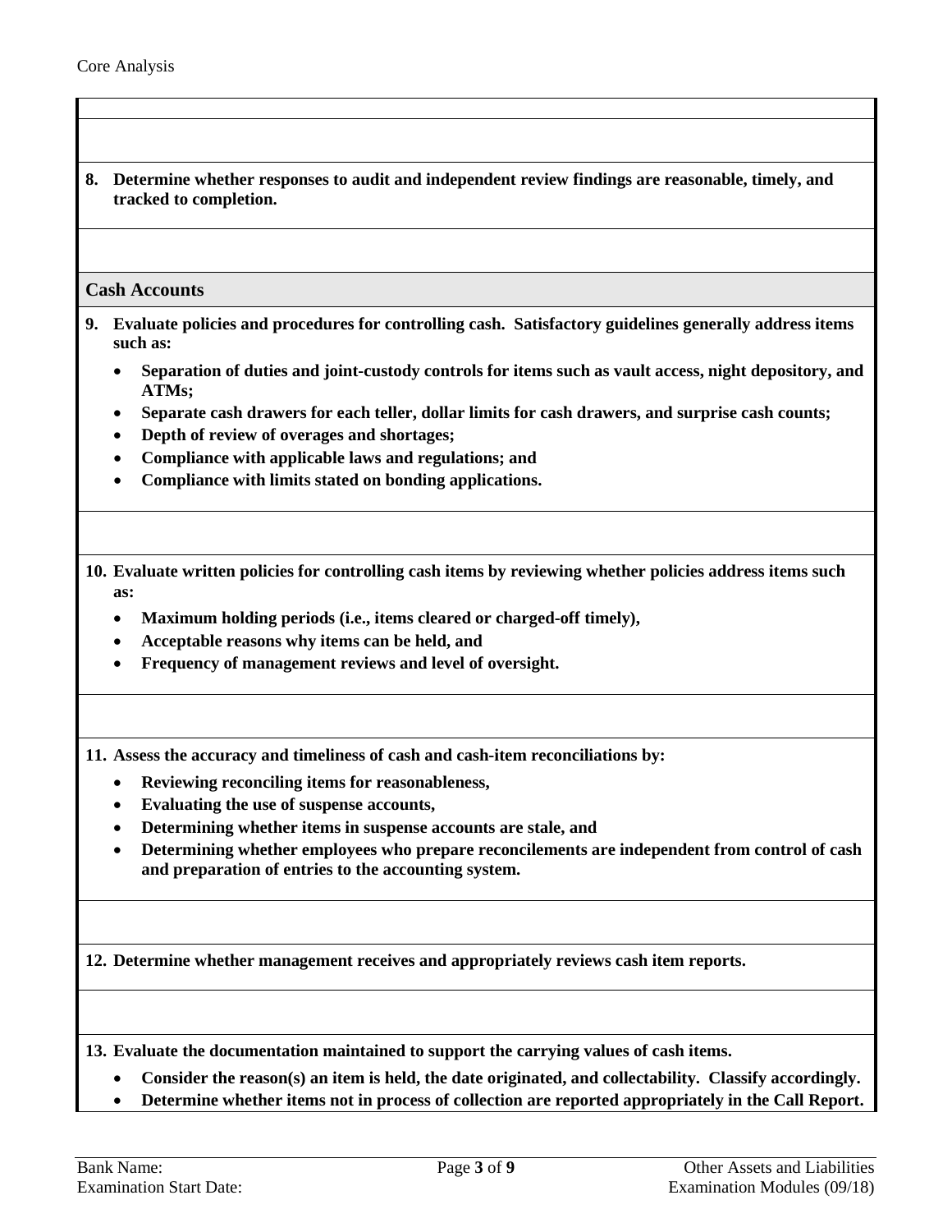**8. Determine whether responses to audit and independent review findings are reasonable, timely, and tracked to completion.**

## Cash Accounts

**9. Evaluate policies and procedures for controlling cash. Satisfactory guidelines generally address items such as:**

- **Separation of duties and joint-custody controls for items such as vault access, night depository, and ATMs;**
- **Separate cash drawers for each teller, dollar limits for cash drawers, and surprise cash counts;**
- **Depth of review of overages and shortages;**
- **Compliance with applicable laws and regulations; and**
- **Compliance with limits stated on bonding applications.**

**10. Evaluate written policies for controlling cash items by reviewing whether policies address items such as:**

- **Maximum holding periods (i.e., items cleared or charged-off timely),**
- **Acceptable reasons why items can be held, and**
- **Frequency of management reviews and level of oversight.**

**11. Assess the accuracy and timeliness of cash and cash-item reconciliations by:**

- **Reviewing reconciling items for reasonableness,**
- **Evaluating the use of suspense accounts,**
- **Determining whether items in suspense accounts are stale, and**
- **Determining whether employees who prepare reconcilements are independent from control of cash and preparation of entries to the accounting system.**

**12. Determine whether management receives and appropriately reviews cash item reports.**

**13. Evaluate the documentation maintained to support the carrying values of cash items.**

- **Consider the reason(s) an item is held, the date originated, and collectability. Classify accordingly.**
- **Determine whether items not in process of collection are reported appropriately in the Call Report.**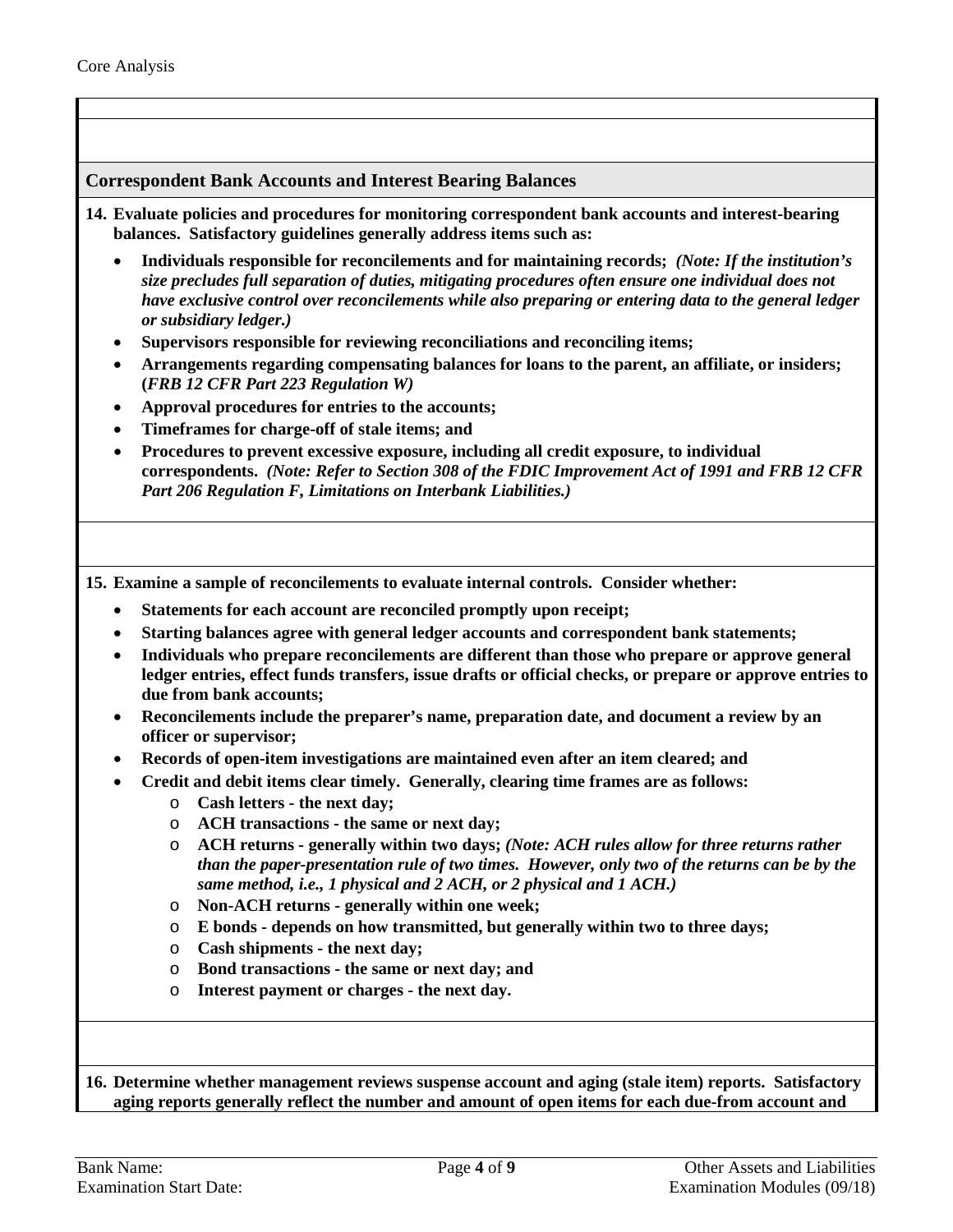## Correspondent Bank Accounts and Interest Bearing Balances

**14. Evaluate policies and procedures for monitoring correspondent bank accounts and interest-bearing balances. Satisfactory guidelines generally address items such as:**

- **Individuals responsible for reconcilements and for maintaining records;** ***(Note: If the institution's size precludes full separation of duties, mitigating procedures often ensure one individual does not have exclusive control over reconcilements while also preparing or entering data to the general ledger or subsidiary ledger.)***
- **Supervisors responsible for reviewing reconciliations and reconciling items;**
- **Arrangements regarding compensating balances for loans to the parent, an affiliate, or insiders; (*FRB 12 CFR Part 223 Regulation W*)**
- **Approval procedures for entries to the accounts;**
- **Timeframes for charge-off of stale items; and**
- **Procedures to prevent excessive exposure, including all credit exposure, to individual correspondents.** ***(Note: Refer to Section 308 of the FDIC Improvement Act of 1991 and FRB 12 CFR Part 206 Regulation F, Limitations on Interbank Liabilities.)***

**15. Examine a sample of reconcilements to evaluate internal controls. Consider whether:**

- **Statements for each account are reconciled promptly upon receipt;**
- **Starting balances agree with general ledger accounts and correspondent bank statements;**
- **Individuals who prepare reconcilements are different than those who prepare or approve general ledger entries, effect funds transfers, issue drafts or official checks, or prepare or approve entries to due from bank accounts;**
- **Reconcilements include the preparer's name, preparation date, and document a review by an officer or supervisor;**
- **Records of open-item investigations are maintained even after an item cleared; and**
- **Credit and debit items clear timely. Generally, clearing time frames are as follows:**
  - **Cash letters - the next day;**
  - **ACH transactions - the same or next day;**
  - **ACH returns - generally within two days;** ***(Note: ACH rules allow for three returns rather than the paper-presentation rule of two times. However, only two of the returns can be by the same method, i.e., 1 physical and 2 ACH, or 2 physical and 1 ACH.)***
  - **Non-ACH returns - generally within one week;**
  - **E bonds - depends on how transmitted, but generally within two to three days;**
  - **Cash shipments - the next day;**
  - **Bond transactions - the same or next day; and**
  - **Interest payment or charges - the next day.**

**16. Determine whether management reviews suspense account and aging (stale item) reports. Satisfactory aging reports generally reflect the number and amount of open items for each due-from account and**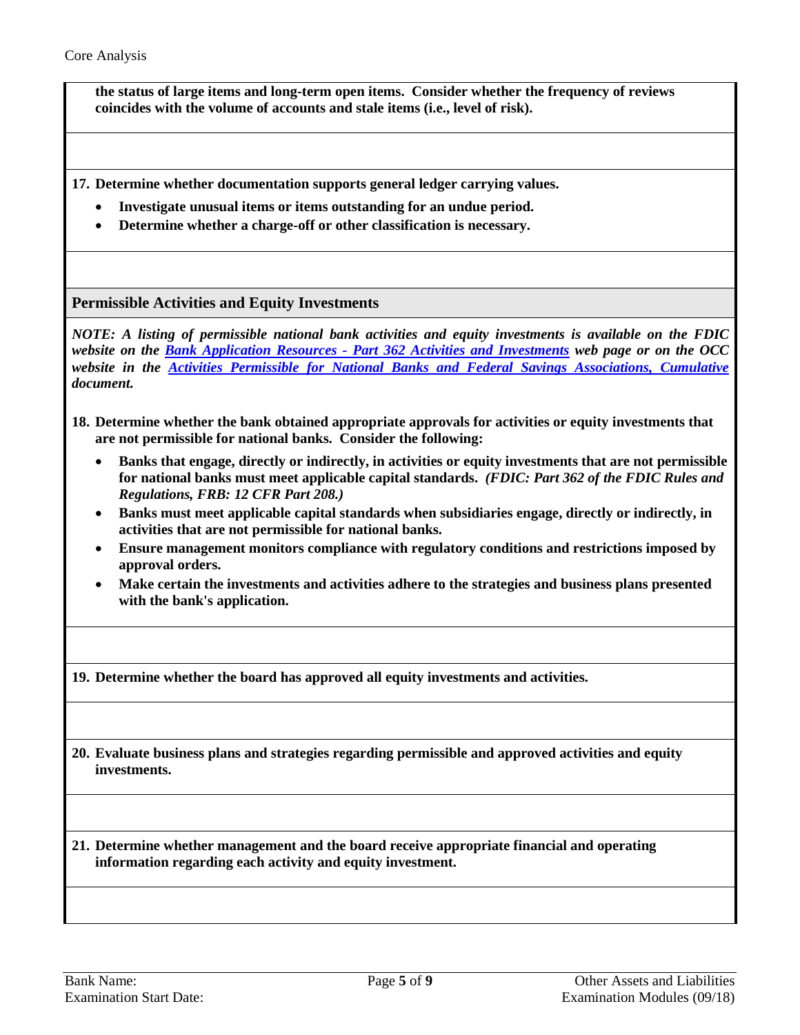**the status of large items and long-term open items. Consider whether the frequency of reviews coincides with the volume of accounts and stale items (i.e., level of risk).**

**17. Determine whether documentation supports general ledger carrying values.**

- **Investigate unusual items or items outstanding for an undue period.**
- **Determine whether a charge-off or other classification is necessary.**

## Permissible Activities and Equity Investments

***NOTE: A listing of permissible national bank activities and equity investments is available on the FDIC website on the Bank Application Resources - Part 362 Activities and Investments web page or on the OCC website in the Activities Permissible for National Banks and Federal Savings Associations, Cumulative document.***

**18. Determine whether the bank obtained appropriate approvals for activities or equity investments that are not permissible for national banks. Consider the following:**

- **Banks that engage, directly or indirectly, in activities or equity investments that are not permissible for national banks must meet applicable capital standards.** ***(FDIC: Part 362 of the FDIC Rules and Regulations, FRB: 12 CFR Part 208.)***
- **Banks must meet applicable capital standards when subsidiaries engage, directly or indirectly, in activities that are not permissible for national banks.**
- **Ensure management monitors compliance with regulatory conditions and restrictions imposed by approval orders.**
- **Make certain the investments and activities adhere to the strategies and business plans presented with the bank's application.**

**19. Determine whether the board has approved all equity investments and activities.**

**20. Evaluate business plans and strategies regarding permissible and approved activities and equity investments.**

**21. Determine whether management and the board receive appropriate financial and operating information regarding each activity and equity investment.**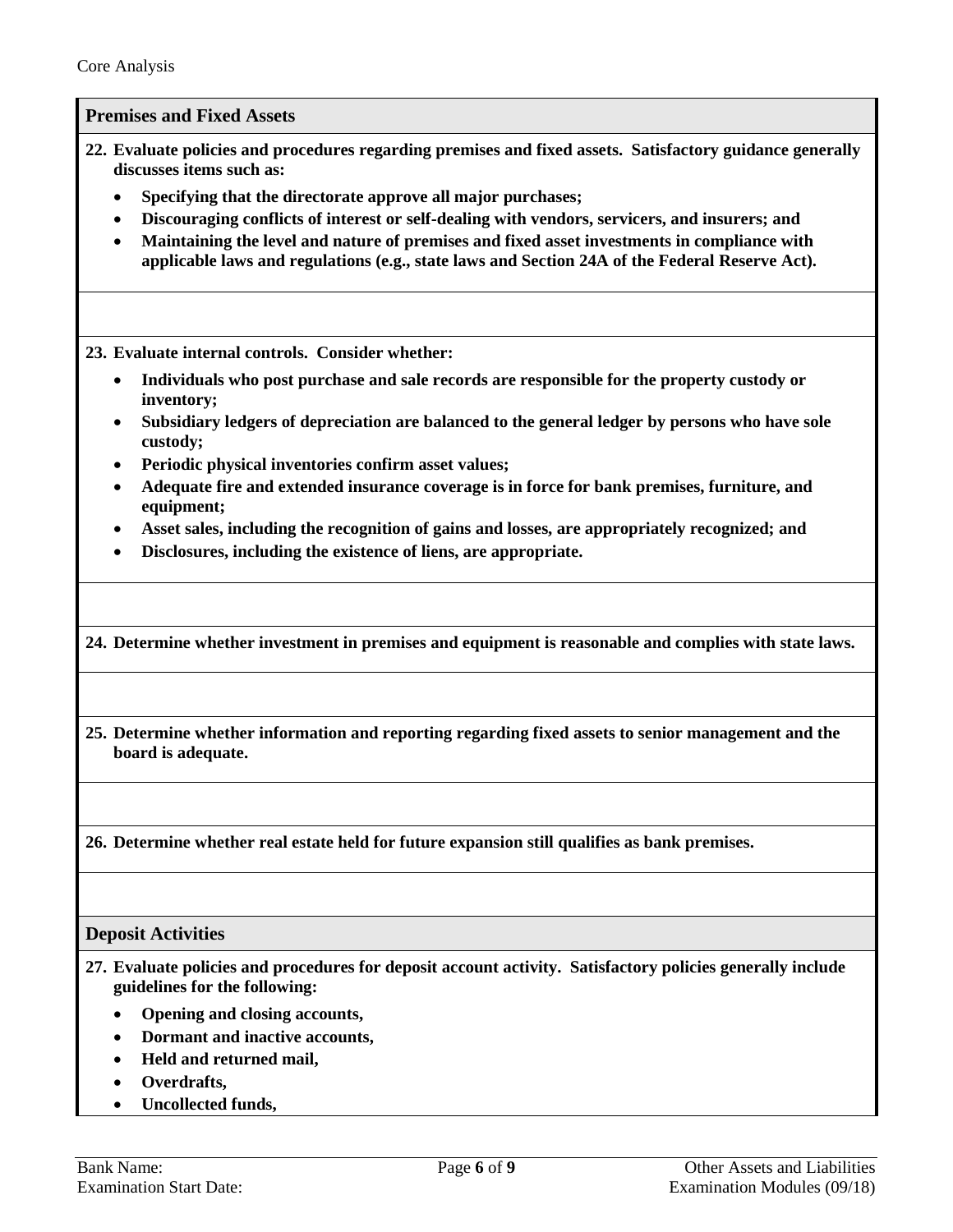Core Analysis

## Premises and Fixed Assets

**22. Evaluate policies and procedures regarding premises and fixed assets. Satisfactory guidance generally discusses items such as:**

- **Specifying that the directorate approve all major purchases;**
- **Discouraging conflicts of interest or self-dealing with vendors, servicers, and insurers; and**
- **Maintaining the level and nature of premises and fixed asset investments in compliance with applicable laws and regulations (e.g., state laws and Section 24A of the Federal Reserve Act).**

**23. Evaluate internal controls. Consider whether:**

- **Individuals who post purchase and sale records are responsible for the property custody or inventory;**
- **Subsidiary ledgers of depreciation are balanced to the general ledger by persons who have sole custody;**
- **Periodic physical inventories confirm asset values;**
- **Adequate fire and extended insurance coverage is in force for bank premises, furniture, and equipment;**
- **Asset sales, including the recognition of gains and losses, are appropriately recognized; and**
- **Disclosures, including the existence of liens, are appropriate.**

**24. Determine whether investment in premises and equipment is reasonable and complies with state laws.**

**25. Determine whether information and reporting regarding fixed assets to senior management and the board is adequate.**

**26. Determine whether real estate held for future expansion still qualifies as bank premises.**

## Deposit Activities

**27. Evaluate policies and procedures for deposit account activity. Satisfactory policies generally include guidelines for the following:**

- **Opening and closing accounts,**
- **Dormant and inactive accounts,**
- **Held and returned mail,**
- **Overdrafts,**
- **Uncollected funds,**

Bank Name:
Examination Start Date:

Other Assets and Liabilities
Examination Modules (09/18)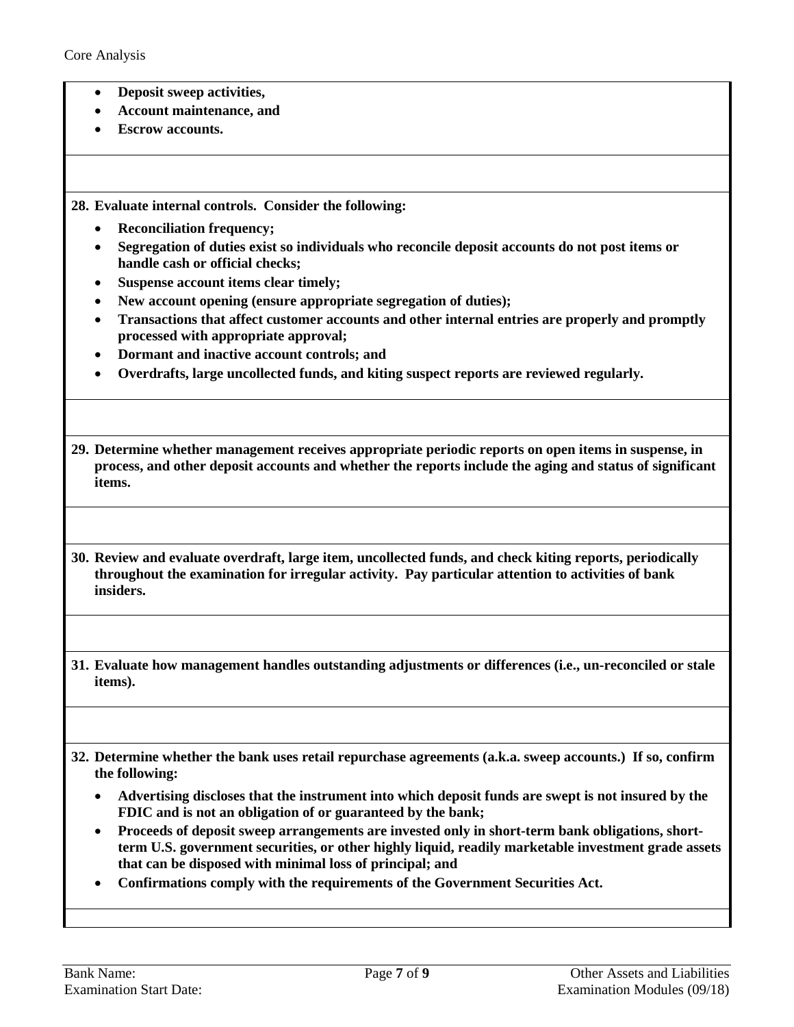- **Deposit sweep activities,**
- **Account maintenance, and**
- **Escrow accounts.**

**28. Evaluate internal controls. Consider the following:**

- **Reconciliation frequency;**
- **Segregation of duties exist so individuals who reconcile deposit accounts do not post items or handle cash or official checks;**
- **Suspense account items clear timely;**
- **New account opening (ensure appropriate segregation of duties);**
- **Transactions that affect customer accounts and other internal entries are properly and promptly processed with appropriate approval;**
- **Dormant and inactive account controls; and**
- **Overdrafts, large uncollected funds, and kiting suspect reports are reviewed regularly.**

**29. Determine whether management receives appropriate periodic reports on open items in suspense, in process, and other deposit accounts and whether the reports include the aging and status of significant items.**

**30. Review and evaluate overdraft, large item, uncollected funds, and check kiting reports, periodically throughout the examination for irregular activity. Pay particular attention to activities of bank insiders.**

**31. Evaluate how management handles outstanding adjustments or differences (i.e., un-reconciled or stale items).**

**32. Determine whether the bank uses retail repurchase agreements (a.k.a. sweep accounts.) If so, confirm the following:**

- **Advertising discloses that the instrument into which deposit funds are swept is not insured by the FDIC and is not an obligation of or guaranteed by the bank;**
- **Proceeds of deposit sweep arrangements are invested only in short-term bank obligations, short-term U.S. government securities, or other highly liquid, readily marketable investment grade assets that can be disposed with minimal loss of principal; and**
- **Confirmations comply with the requirements of the Government Securities Act.**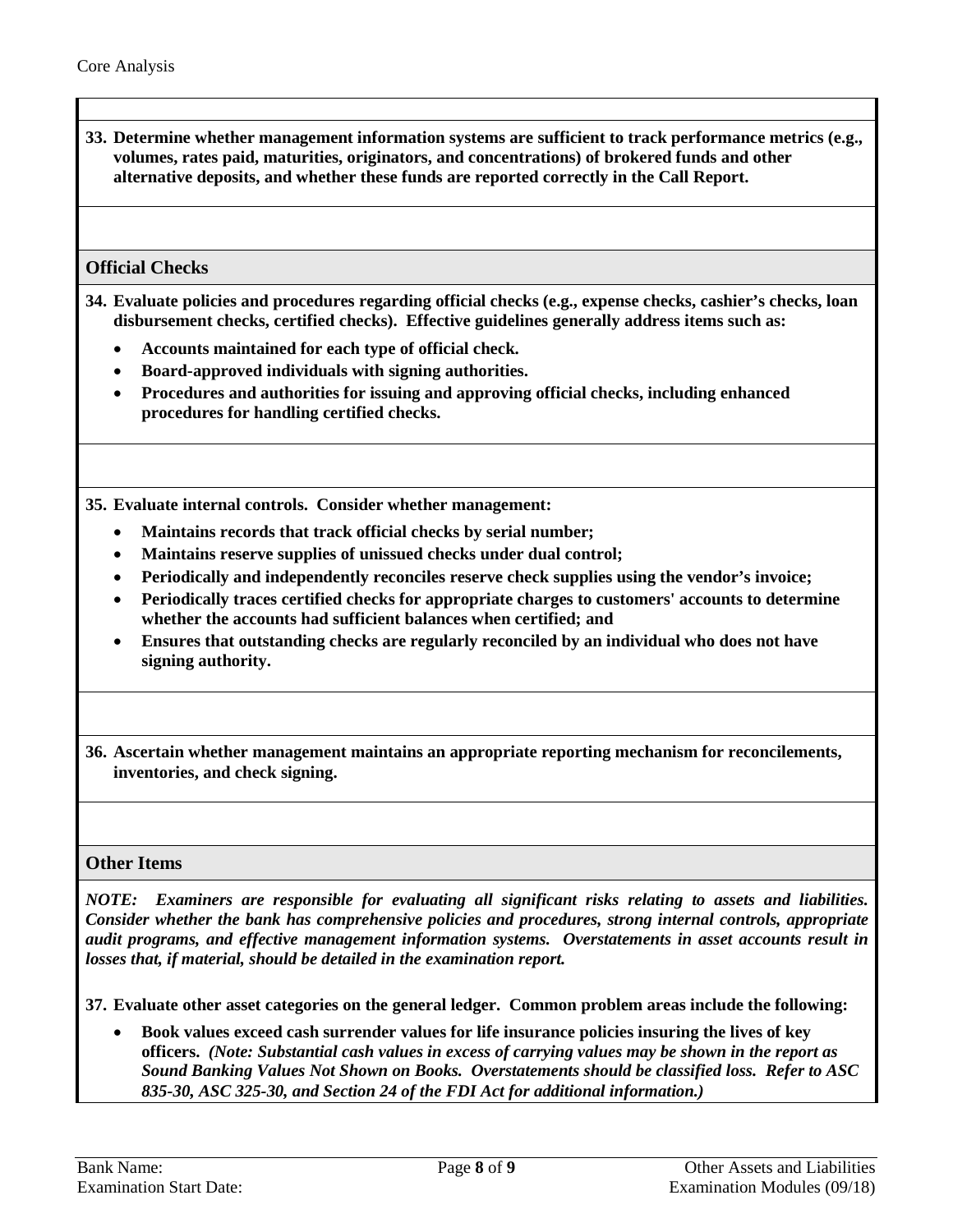**33. Determine whether management information systems are sufficient to track performance metrics (e.g., volumes, rates paid, maturities, originators, and concentrations) of brokered funds and other alternative deposits, and whether these funds are reported correctly in the Call Report.**

## Official Checks

**34. Evaluate policies and procedures regarding official checks (e.g., expense checks, cashier's checks, loan disbursement checks, certified checks). Effective guidelines generally address items such as:**

- **Accounts maintained for each type of official check.**
- **Board-approved individuals with signing authorities.**
- **Procedures and authorities for issuing and approving official checks, including enhanced procedures for handling certified checks.**

**35. Evaluate internal controls. Consider whether management:**

- **Maintains records that track official checks by serial number;**
- **Maintains reserve supplies of unissued checks under dual control;**
- **Periodically and independently reconciles reserve check supplies using the vendor's invoice;**
- **Periodically traces certified checks for appropriate charges to customers' accounts to determine whether the accounts had sufficient balances when certified; and**
- **Ensures that outstanding checks are regularly reconciled by an individual who does not have signing authority.**

**36. Ascertain whether management maintains an appropriate reporting mechanism for reconcilements, inventories, and check signing.**

## Other Items

***NOTE: Examiners are responsible for evaluating all significant risks relating to assets and liabilities. Consider whether the bank has comprehensive policies and procedures, strong internal controls, appropriate audit programs, and effective management information systems. Overstatements in asset accounts result in losses that, if material, should be detailed in the examination report.***

**37. Evaluate other asset categories on the general ledger. Common problem areas include the following:**

- **Book values exceed cash surrender values for life insurance policies insuring the lives of key officers.** ***(Note: Substantial cash values in excess of carrying values may be shown in the report as Sound Banking Values Not Shown on Books. Overstatements should be classified loss. Refer to ASC 835-30, ASC 325-30, and Section 24 of the FDI Act for additional information.)***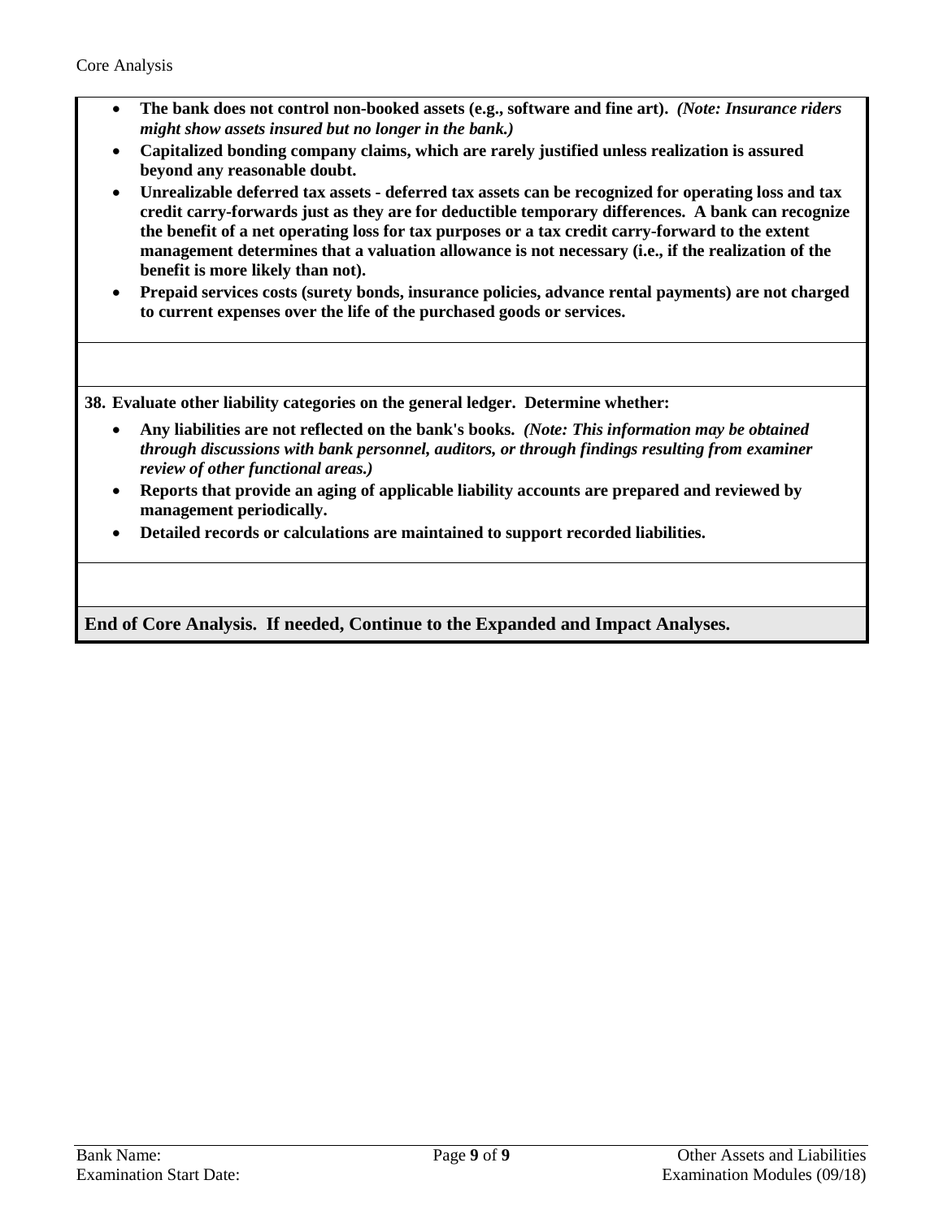- **The bank does not control non-booked assets (e.g., software and fine art).** ***(Note: Insurance riders might show assets insured but no longer in the bank.)***
- **Capitalized bonding company claims, which are rarely justified unless realization is assured beyond any reasonable doubt.**
- **Unrealizable deferred tax assets - deferred tax assets can be recognized for operating loss and tax credit carry-forwards just as they are for deductible temporary differences. A bank can recognize the benefit of a net operating loss for tax purposes or a tax credit carry-forward to the extent management determines that a valuation allowance is not necessary (i.e., if the realization of the benefit is more likely than not).**
- **Prepaid services costs (surety bonds, insurance policies, advance rental payments) are not charged to current expenses over the life of the purchased goods or services.**

**38. Evaluate other liability categories on the general ledger. Determine whether:**

- **Any liabilities are not reflected on the bank's books.** ***(Note: This information may be obtained through discussions with bank personnel, auditors, or through findings resulting from examiner review of other functional areas.)***
- **Reports that provide an aging of applicable liability accounts are prepared and reviewed by management periodically.**
- **Detailed records or calculations are maintained to support recorded liabilities.**

**End of Core Analysis. If needed, Continue to the Expanded and Impact Analyses.**